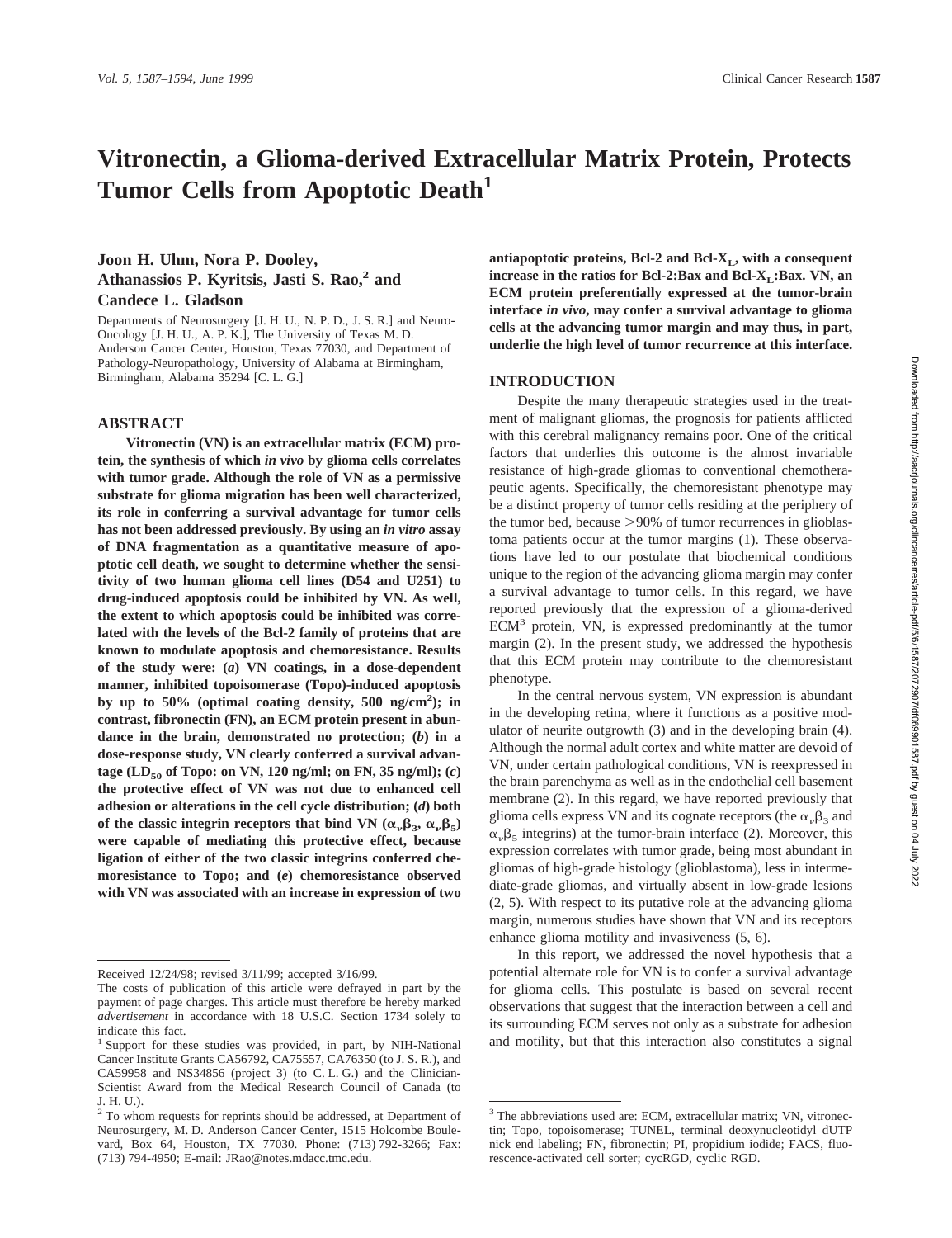# Vitronectin, a Glioma-derived Extracellular Matrix Protein, Protects Tumor Cells from Apoptotic Death[1]

**Joon H. Uhm, Nora P. Dooley, Athanassios P. Kyritsis, Jasti S. Rao,[2] and Candece L. Gladson**

Departments of Neurosurgery [J. H. U., N. P. D., J. S. R.] and Neuro-Oncology [J. H. U., A. P. K.], The University of Texas M. D. Anderson Cancer Center, Houston, Texas 77030, and Department of Pathology-Neuropathology, University of Alabama at Birmingham, Birmingham, Alabama 35294 [C. L. G.]

## ABSTRACT

**Vitronectin (VN) is an extracellular matrix (ECM) protein, the synthesis of which *in vivo* by glioma cells correlates with tumor grade. Although the role of VN as a permissive substrate for glioma migration has been well characterized, its role in conferring a survival advantage for tumor cells has not been addressed previously. By using an *in vitro* assay of DNA fragmentation as a quantitative measure of apoptotic cell death, we sought to determine whether the sensitivity of two human glioma cell lines (D54 and U251) to drug-induced apoptosis could be inhibited by VN. As well, the extent to which apoptosis could be inhibited was correlated with the levels of the Bcl-2 family of proteins that are known to modulate apoptosis and chemoresistance. Results of the study were: (*a*) VN coatings, in a dose-dependent manner, inhibited topoisomerase (Topo)-induced apoptosis by up to 50% (optimal coating density, 500 ng/cm$^2$); in contrast, fibronectin (FN), an ECM protein present in abundance in the brain, demonstrated no protection; (*b*) in a dose-response study, VN clearly conferred a survival advantage ($LD_{50}$ of Topo: on VN, 120 ng/ml; on FN, 35 ng/ml); (*c*) the protective effect of VN was not due to enhanced cell adhesion or alterations in the cell cycle distribution; (*d*) both of the classic integrin receptors that bind VN ($\alpha_v\beta_3$, $\alpha_v\beta_5$) were capable of mediating this protective effect, because ligation of either of the two classic integrins conferred chemoresistance to Topo; and (*e*) chemoresistance observed with VN was associated with an increase in expression of two antiapoptotic proteins, Bcl-2 and Bcl-$X_L$, with a consequent increase in the ratios for Bcl-2:Bax and Bcl-$X_L$:Bax. VN, an ECM protein preferentially expressed at the tumor-brain interface *in vivo*, may confer a survival advantage to glioma cells at the advancing tumor margin and may thus, in part, underlie the high level of tumor recurrence at this interface.**

## INTRODUCTION

Despite the many therapeutic strategies used in the treatment of malignant gliomas, the prognosis for patients afflicted with this cerebral malignancy remains poor. One of the critical factors that underlies this outcome is the almost invariable resistance of high-grade gliomas to conventional chemotherapeutic agents. Specifically, the chemoresistant phenotype may be a distinct property of tumor cells residing at the periphery of the tumor bed, because >90% of tumor recurrences in glioblastoma patients occur at the tumor margins (1). These observations have led to our postulate that biochemical conditions unique to the region of the advancing glioma margin may confer a survival advantage to tumor cells. In this regard, we have reported previously that the expression of a glioma-derived ECM[3] protein, VN, is expressed predominantly at the tumor margin (2). In the present study, we addressed the hypothesis that this ECM protein may contribute to the chemoresistant phenotype.

In the central nervous system, VN expression is abundant in the developing retina, where it functions as a positive modulator of neurite outgrowth (3) and in the developing brain (4). Although the normal adult cortex and white matter are devoid of VN, under certain pathological conditions, VN is reexpressed in the brain parenchyma as well as in the endothelial cell basement membrane (2). In this regard, we have reported previously that glioma cells express VN and its cognate receptors (the $\alpha_v\beta_3$ and $\alpha_v\beta_5$ integrins) at the tumor-brain interface (2). Moreover, this expression correlates with tumor grade, being most abundant in gliomas of high-grade histology (glioblastoma), less in intermediate-grade gliomas, and virtually absent in low-grade lesions (2, 5). With respect to its putative role at the advancing glioma margin, numerous studies have shown that VN and its receptors enhance glioma motility and invasiveness (5, 6).

In this report, we addressed the novel hypothesis that a potential alternate role for VN is to confer a survival advantage for glioma cells. This postulate is based on several recent observations that suggest that the interaction between a cell and its surrounding ECM serves not only as a substrate for adhesion and motility, but that this interaction also constitutes a signal

---

Received 12/24/98; revised 3/11/99; accepted 3/16/99.

The costs of publication of this article were defrayed in part by the payment of page charges. This article must therefore be hereby marked *advertisement* in accordance with 18 U.S.C. Section 1734 solely to indicate this fact.

[1] Support for these studies was provided, in part, by NIH-National Cancer Institute Grants CA56792, CA75557, CA76350 (to J. S. R.), and CA59958 and NS34856 (project 3) (to C. L. G.) and the Clinician-Scientist Award from the Medical Research Council of Canada (to J. H. U.).

[2] To whom requests for reprints should be addressed, at Department of Neurosurgery, M. D. Anderson Cancer Center, 1515 Holcombe Boulevard, Box 64, Houston, TX 77030. Phone: (713) 792-3266; Fax: (713) 794-4950; E-mail: JRao@notes.mdacc.tmc.edu.

[3] The abbreviations used are: ECM, extracellular matrix; VN, vitronectin; Topo, topoisomerase; TUNEL, terminal deoxynucleotidyl dUTP nick end labeling; FN, fibronectin; PI, propidium iodide; FACS, fluorescence-activated cell sorter; cycRGD, cyclic RGD.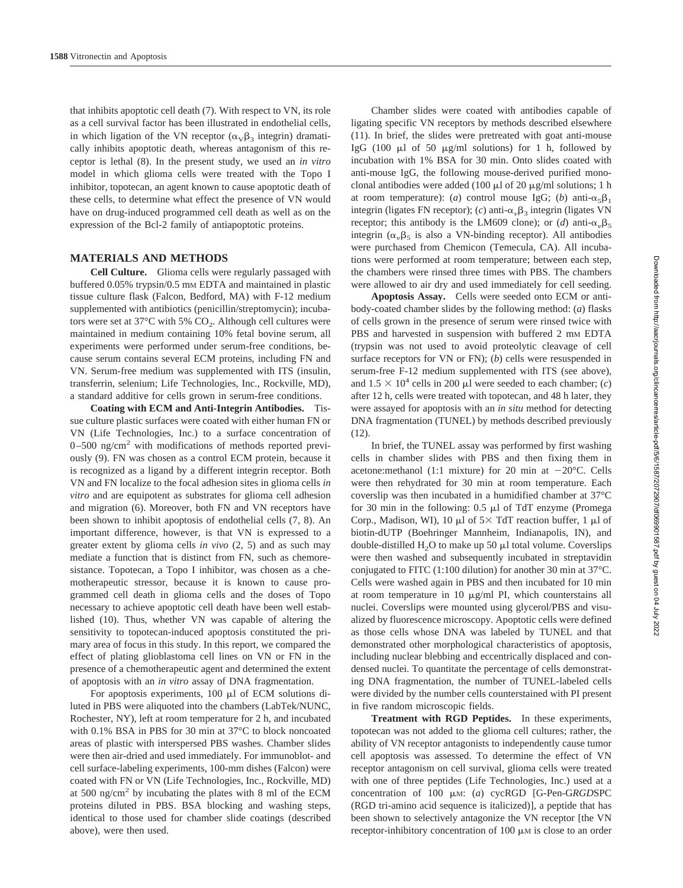that inhibits apoptotic cell death (7). With respect to VN, its role as a cell survival factor has been illustrated in endothelial cells, in which ligation of the VN receptor ($\alpha_v\beta_3$ integrin) dramatically inhibits apoptotic death, whereas antagonism of this receptor is lethal (8). In the present study, we used an *in vitro* model in which glioma cells were treated with the Topo I inhibitor, topotecan, an agent known to cause apoptotic death of these cells, to determine what effect the presence of VN would have on drug-induced programmed cell death as well as on the expression of the Bcl-2 family of antiapoptotic proteins.

## MATERIALS AND METHODS

**Cell Culture.** Glioma cells were regularly passaged with buffered 0.05% trypsin/0.5 mM EDTA and maintained in plastic tissue culture flask (Falcon, Bedford, MA) with F-12 medium supplemented with antibiotics (penicillin/streptomycin); incubators were set at 37°C with 5% $CO_2$. Although cell cultures were maintained in medium containing 10% fetal bovine serum, all experiments were performed under serum-free conditions, because serum contains several ECM proteins, including FN and VN. Serum-free medium was supplemented with ITS (insulin, transferrin, selenium; Life Technologies, Inc., Rockville, MD), a standard additive for cells grown in serum-free conditions.

**Coating with ECM and Anti-Integrin Antibodies.** Tissue culture plastic surfaces were coated with either human FN or VN (Life Technologies, Inc.) to a surface concentration of 0–500 ng/cm$^2$ with modifications of methods reported previously (9). FN was chosen as a control ECM protein, because it is recognized as a ligand by a different integrin receptor. Both VN and FN localize to the focal adhesion sites in glioma cells *in vitro* and are equipotent as substrates for glioma cell adhesion and migration (6). Moreover, both FN and VN receptors have been shown to inhibit apoptosis of endothelial cells (7, 8). An important difference, however, is that VN is expressed to a greater extent by glioma cells *in vivo* (2, 5) and as such may mediate a function that is distinct from FN, such as chemoresistance. Topotecan, a Topo I inhibitor, was chosen as a chemotherapeutic stressor, because it is known to cause programmed cell death in glioma cells and the doses of Topo necessary to achieve apoptotic cell death have been well established (10). Thus, whether VN was capable of altering the sensitivity to topotecan-induced apoptosis constituted the primary area of focus in this study. In this report, we compared the effect of plating glioblastoma cell lines on VN or FN in the presence of a chemotherapeutic agent and determined the extent of apoptosis with an *in vitro* assay of DNA fragmentation.

For apoptosis experiments, 100 μl of ECM solutions diluted in PBS were aliquoted into the chambers (LabTek/NUNC, Rochester, NY), left at room temperature for 2 h, and incubated with 0.1% BSA in PBS for 30 min at 37°C to block noncoated areas of plastic with interspersed PBS washes. Chamber slides were then air-dried and used immediately. For immunoblot- and cell surface-labeling experiments, 100-mm dishes (Falcon) were coated with FN or VN (Life Technologies, Inc., Rockville, MD) at 500 ng/cm$^2$ by incubating the plates with 8 ml of the ECM proteins diluted in PBS. BSA blocking and washing steps, identical to those used for chamber slide coatings (described above), were then used.

Chamber slides were coated with antibodies capable of ligating specific VN receptors by methods described elsewhere (11). In brief, the slides were pretreated with goat anti-mouse IgG (100 μl of 50 μg/ml solutions) for 1 h, followed by incubation with 1% BSA for 30 min. Onto slides coated with anti-mouse IgG, the following mouse-derived purified monoclonal antibodies were added (100 μl of 20 μg/ml solutions; 1 h at room temperature): (*a*) control mouse IgG; (*b*) anti-$\alpha_5\beta_1$ integrin (ligates FN receptor); (*c*) anti-$\alpha_v\beta_3$ integrin (ligates VN receptor; this antibody is the LM609 clone); or (*d*) anti-$\alpha_v\beta_5$ integrin ($\alpha_v\beta_5$ is also a VN-binding receptor). All antibodies were purchased from Chemicon (Temecula, CA). All incubations were performed at room temperature; between each step, the chambers were rinsed three times with PBS. The chambers were allowed to air dry and used immediately for cell seeding.

**Apoptosis Assay.** Cells were seeded onto ECM or antibody-coated chamber slides by the following method: (*a*) flasks of cells grown in the presence of serum were rinsed twice with PBS and harvested in suspension with buffered 2 mM EDTA (trypsin was not used to avoid proteolytic cleavage of cell surface receptors for VN or FN); (*b*) cells were resuspended in serum-free F-12 medium supplemented with ITS (see above), and $1.5 \times 10^4$ cells in 200 μl were seeded to each chamber; (*c*) after 12 h, cells were treated with topotecan, and 48 h later, they were assayed for apoptosis with an *in situ* method for detecting DNA fragmentation (TUNEL) by methods described previously (12).

In brief, the TUNEL assay was performed by first washing cells in chamber slides with PBS and then fixing them in acetone:methanol (1:1 mixture) for 20 min at −20°C. Cells were then rehydrated for 30 min at room temperature. Each coverslip was then incubated in a humidified chamber at 37°C for 30 min in the following: 0.5 μl of TdT enzyme (Promega Corp., Madison, WI), 10 μl of 5× TdT reaction buffer, 1 μl of biotin-dUTP (Boehringer Mannheim, Indianapolis, IN), and double-distilled $H_2O$ to make up 50 μl total volume. Coverslips were then washed and subsequently incubated in streptavidin conjugated to FITC (1:100 dilution) for another 30 min at 37°C. Cells were washed again in PBS and then incubated for 10 min at room temperature in 10 μg/ml PI, which counterstains all nuclei. Coverslips were mounted using glycerol/PBS and visualized by fluorescence microscopy. Apoptotic cells were defined as those cells whose DNA was labeled by TUNEL and that demonstrated other morphological characteristics of apoptosis, including nuclear blebbing and eccentrically displaced and condensed nuclei. To quantitate the percentage of cells demonstrating DNA fragmentation, the number of TUNEL-labeled cells were divided by the number cells counterstained with PI present in five random microscopic fields.

**Treatment with RGD Peptides.** In these experiments, topotecan was not added to the glioma cell cultures; rather, the ability of VN receptor antagonists to independently cause tumor cell apoptosis was assessed. To determine the effect of VN receptor antagonism on cell survival, glioma cells were treated with one of three peptides (Life Technologies, Inc.) used at a concentration of 100 μM: (*a*) cycRGD [G-Pen-G*RGD*SPC (RGD tri-amino acid sequence is italicized)], a peptide that has been shown to selectively antagonize the VN receptor [the VN receptor-inhibitory concentration of 100 μM is close to an order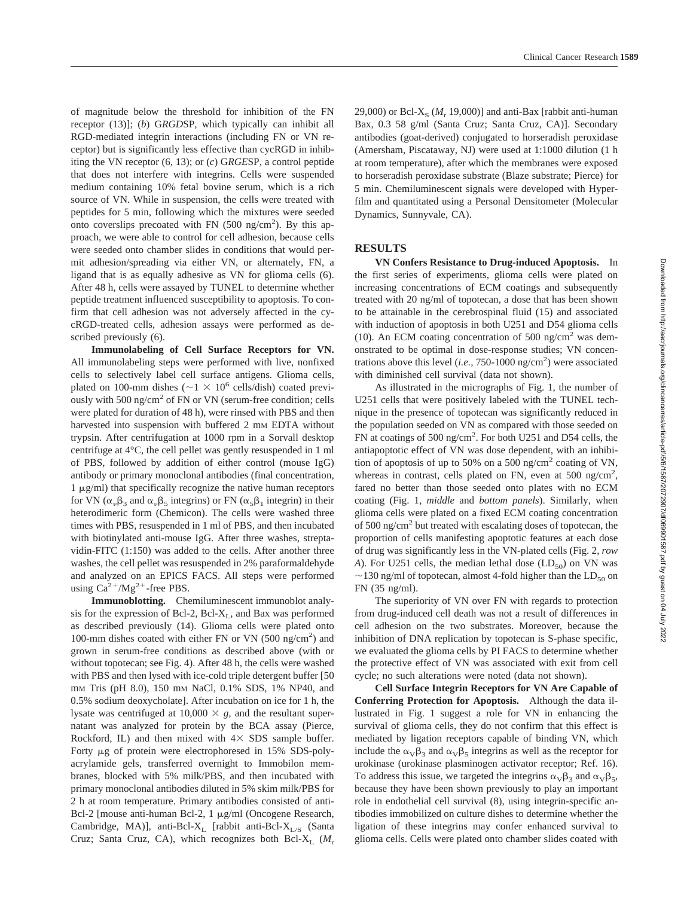of magnitude below the threshold for inhibition of the FN receptor (13)]; (*b*) G*RGD*SP, which typically can inhibit all RGD-mediated integrin interactions (including FN or VN receptor) but is significantly less effective than cycRGD in inhibiting the VN receptor (6, 13); or (*c*) G*RGE*SP, a control peptide that does not interfere with integrins. Cells were suspended medium containing 10% fetal bovine serum, which is a rich source of VN. While in suspension, the cells were treated with peptides for 5 min, following which the mixtures were seeded onto coverslips precoated with FN (500 ng/cm$^2$). By this approach, we were able to control for cell adhesion, because cells were seeded onto chamber slides in conditions that would permit adhesion/spreading via either VN, or alternately, FN, a ligand that is as equally adhesive as VN for glioma cells (6). After 48 h, cells were assayed by TUNEL to determine whether peptide treatment influenced susceptibility to apoptosis. To confirm that cell adhesion was not adversely affected in the cycRGD-treated cells, adhesion assays were performed as described previously (6).

**Immunolabeling of Cell Surface Receptors for VN.** All immunolabeling steps were performed with live, nonfixed cells to selectively label cell surface antigens. Glioma cells, plated on 100-mm dishes (~$1 \times 10^6$ cells/dish) coated previously with 500 ng/cm$^2$ of FN or VN (serum-free condition; cells were plated for duration of 48 h), were rinsed with PBS and then harvested into suspension with buffered 2 mM EDTA without trypsin. After centrifugation at 1000 rpm in a Sorvall desktop centrifuge at 4°C, the cell pellet was gently resuspended in 1 ml of PBS, followed by addition of either control (mouse IgG) antibody or primary monoclonal antibodies (final concentration, 1 μg/ml) that specifically recognize the native human receptors for VN ($\alpha_v\beta_3$ and $\alpha_v\beta_5$ integrins) or FN ($\alpha_5\beta_1$ integrin) in their heterodimeric form (Chemicon). The cells were washed three times with PBS, resuspended in 1 ml of PBS, and then incubated with biotinylated anti-mouse IgG. After three washes, streptavidin-FITC (1:150) was added to the cells. After another three washes, the cell pellet was resuspended in 2% paraformaldehyde and analyzed on an EPICS FACS. All steps were performed using $Ca^{2+}/Mg^{2+}$-free PBS.

**Immunoblotting.** Chemiluminescent immunoblot analysis for the expression of Bcl-2, Bcl-$X_L$, and Bax was performed as described previously (14). Glioma cells were plated onto 100-mm dishes coated with either FN or VN (500 ng/cm$^2$) and grown in serum-free conditions as described above (with or without topotecan; see Fig. 4). After 48 h, the cells were washed with PBS and then lysed with ice-cold triple detergent buffer [50 mM Tris (pH 8.0), 150 mM NaCl, 0.1% SDS, 1% NP40, and 0.5% sodium deoxycholate]. After incubation on ice for 1 h, the lysate was centrifuged at $10{,}000 \times g$, and the resultant supernatant was analyzed for protein by the BCA assay (Pierce, Rockford, IL) and then mixed with 4× SDS sample buffer. Forty μg of protein were electrophoresed in 15% SDS-polyacrylamide gels, transferred overnight to Immobilon membranes, blocked with 5% milk/PBS, and then incubated with primary monoclonal antibodies diluted in 5% skim milk/PBS for 2 h at room temperature. Primary antibodies consisted of anti-Bcl-2 [mouse anti-human Bcl-2, 1 μg/ml (Oncogene Research, Cambridge, MA)], anti-Bcl-$X_L$ [rabbit anti-Bcl-$X_{L/S}$ (Santa Cruz; Santa Cruz, CA), which recognizes both Bcl-$X_L$ ($M_r$ 29,000) or Bcl-$X_S$ ($M_r$ 19,000)] and anti-Bax [rabbit anti-human Bax, 0.3 58 g/ml (Santa Cruz; Santa Cruz, CA)]. Secondary antibodies (goat-derived) conjugated to horseradish peroxidase (Amersham, Piscataway, NJ) were used at 1:1000 dilution (1 h at room temperature), after which the membranes were exposed to horseradish peroxidase substrate (Blaze substrate; Pierce) for 5 min. Chemiluminescent signals were developed with Hyperfilm and quantitated using a Personal Densitometer (Molecular Dynamics, Sunnyvale, CA).

## RESULTS

**VN Confers Resistance to Drug-induced Apoptosis.** In the first series of experiments, glioma cells were plated on increasing concentrations of ECM coatings and subsequently treated with 20 ng/ml of topotecan, a dose that has been shown to be attainable in the cerebrospinal fluid (15) and associated with induction of apoptosis in both U251 and D54 glioma cells (10). An ECM coating concentration of 500 ng/cm$^2$ was demonstrated to be optimal in dose-response studies; VN concentrations above this level (*i.e.*, 750-1000 ng/cm$^2$) were associated with diminished cell survival (data not shown).

As illustrated in the micrographs of Fig. 1, the number of U251 cells that were positively labeled with the TUNEL technique in the presence of topotecan was significantly reduced in the population seeded on VN as compared with those seeded on FN at coatings of 500 ng/cm$^2$. For both U251 and D54 cells, the antiapoptotic effect of VN was dose dependent, with an inhibition of apoptosis of up to 50% on a 500 ng/cm$^2$ coating of VN, whereas in contrast, cells plated on FN, even at 500 ng/cm$^2$, fared no better than those seeded onto plates with no ECM coating (Fig. 1, *middle* and *bottom panels*). Similarly, when glioma cells were plated on a fixed ECM coating concentration of 500 ng/cm$^2$ but treated with escalating doses of topotecan, the proportion of cells manifesting apoptotic features at each dose of drug was significantly less in the VN-plated cells (Fig. 2, *row A*). For U251 cells, the median lethal dose ($LD_{50}$) on VN was ~130 ng/ml of topotecan, almost 4-fold higher than the $LD_{50}$ on FN (35 ng/ml).

The superiority of VN over FN with regards to protection from drug-induced cell death was not a result of differences in cell adhesion on the two substrates. Moreover, because the inhibition of DNA replication by topotecan is S-phase specific, we evaluated the glioma cells by PI FACS to determine whether the protective effect of VN was associated with exit from cell cycle; no such alterations were noted (data not shown).

**Cell Surface Integrin Receptors for VN Are Capable of Conferring Protection for Apoptosis.** Although the data illustrated in Fig. 1 suggest a role for VN in enhancing the survival of glioma cells, they do not confirm that this effect is mediated by ligation receptors capable of binding VN, which include the $\alpha_V\beta_3$ and $\alpha_V\beta_5$ integrins as well as the receptor for urokinase (urokinase plasminogen activator receptor; Ref. 16). To address this issue, we targeted the integrins $\alpha_V\beta_3$ and $\alpha_V\beta_5$, because they have been shown previously to play an important role in endothelial cell survival (8), using integrin-specific antibodies immobilized on culture dishes to determine whether the ligation of these integrins may confer enhanced survival to glioma cells. Cells were plated onto chamber slides coated with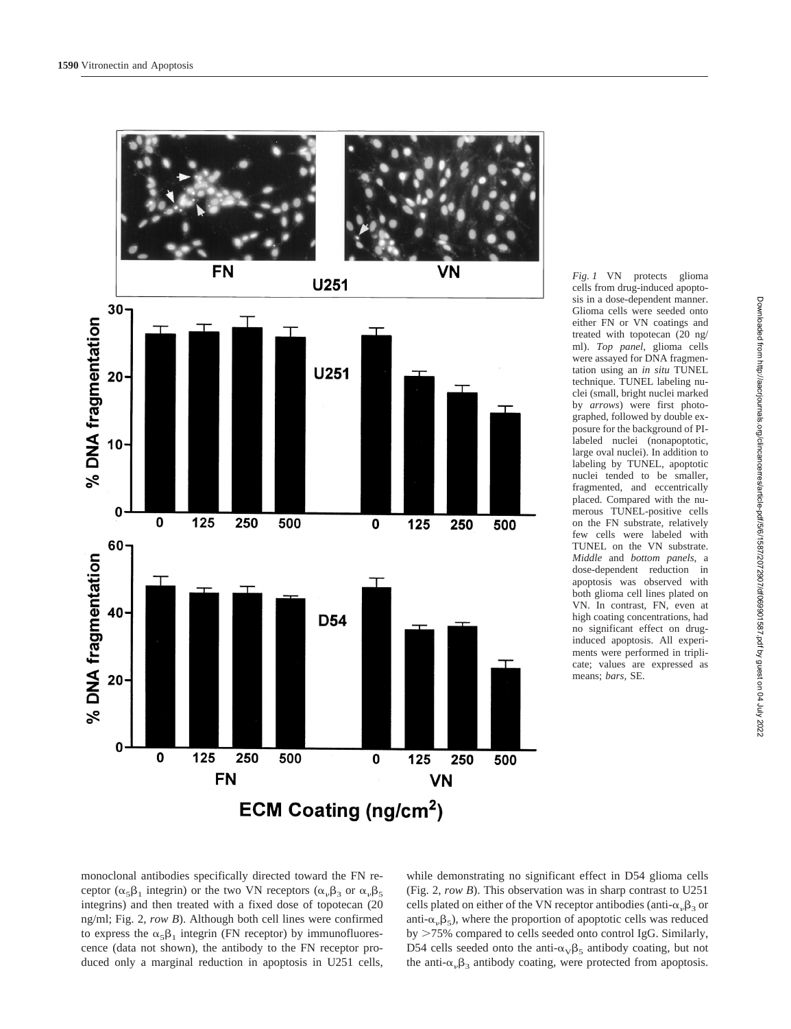FN

VN

U251

% DNA fragmentation

30
20
10
0

U251

0 125 250 500 0 125 250 500

% DNA fragmentation

60
40
20
0

D54

0 125 250 500 0 125 250 500

FN VN

ECM Coating (ng/cm2)

*Fig. 1* VN protects glioma cells from drug-induced apoptosis in a dose-dependent manner. Glioma cells were seeded onto either FN or VN coatings and treated with topotecan (20 ng/ml). *Top panel*, glioma cells were assayed for DNA fragmentation using an *in situ* TUNEL technique. TUNEL labeling nuclei (small, bright nuclei marked by *arrows*) were first photographed, followed by double exposure for the background of PI-labeled nuclei (nonapoptotic, large oval nuclei). In addition to labeling by TUNEL, apoptotic nuclei tended to be smaller, fragmented, and eccentrically placed. Compared with the numerous TUNEL-positive cells on the FN substrate, relatively few cells were labeled with TUNEL on the VN substrate. *Middle* and *bottom panels*, a dose-dependent reduction in apoptosis was observed with both glioma cell lines plated on VN. In contrast, FN, even at high coating concentrations, had no significant effect on drug-induced apoptosis. All experiments were performed in triplicate; values are expressed as means; *bars*, SE.

monoclonal antibodies specifically directed toward the FN receptor ($\alpha_5\beta_1$ integrin) or the two VN receptors ($\alpha_v\beta_3$ or $\alpha_v\beta_5$ integrins) and then treated with a fixed dose of topotecan (20 ng/ml; Fig. 2, *row B*). Although both cell lines were confirmed to express the $\alpha_5\beta_1$ integrin (FN receptor) by immunofluorescence (data not shown), the antibody to the FN receptor produced only a marginal reduction in apoptosis in U251 cells, while demonstrating no significant effect in D54 glioma cells (Fig. 2, *row B*). This observation was in sharp contrast to U251 cells plated on either of the VN receptor antibodies (anti-$\alpha_v\beta_3$ or anti-$\alpha_v\beta_5$), where the proportion of apoptotic cells was reduced by >75% compared to cells seeded onto control IgG. Similarly, D54 cells seeded onto the anti-$\alpha_V\beta_5$ antibody coating, but not the anti-$\alpha_v\beta_3$ antibody coating, were protected from apoptosis.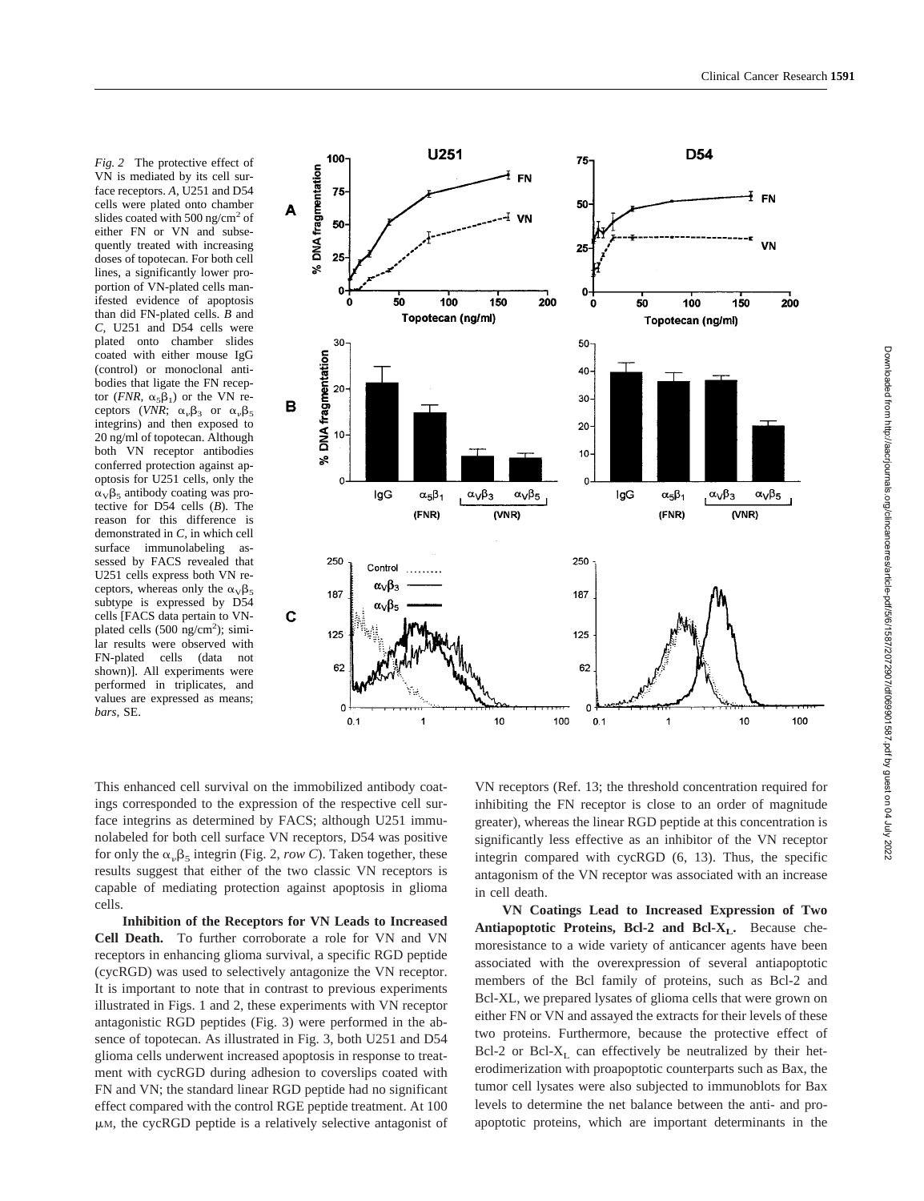*Fig. 2* The protective effect of VN is mediated by its cell surface receptors. *A*, U251 and D54 cells were plated onto chamber slides coated with 500 ng/cm$^2$ of either FN or VN and subsequently treated with increasing doses of topotecan. For both cell lines, a significantly lower proportion of VN-plated cells manifested evidence of apoptosis than did FN-plated cells. *B* and *C*, U251 and D54 cells were plated onto chamber slides coated with either mouse IgG (control) or monoclonal antibodies that ligate the FN receptor (*FNR*, $\alpha_5\beta_1$) or the VN receptors (*VNR*; $\alpha_v\beta_3$ or $\alpha_v\beta_5$ integrins) and then exposed to 20 ng/ml of topotecan. Although both VN receptor antibodies conferred protection against apoptosis for U251 cells, only the $\alpha_V\beta_5$ antibody coating was protective for D54 cells (*B*). The reason for this difference is demonstrated in *C*, in which cell surface immunolabeling assessed by FACS revealed that U251 cells express both VN receptors, whereas only the $\alpha_V\beta_5$ subtype is expressed by D54 cells [FACS data pertain to VN-plated cells (500 ng/cm$^2$); similar results were observed with FN-plated cells (data not shown)]. All experiments were performed in triplicates, and values are expressed as means; *bars*, SE.

This enhanced cell survival on the immobilized antibody coatings corresponded to the expression of the respective cell surface integrins as determined by FACS; although U251 immunolabeled for both cell surface VN receptors, D54 was positive for only the $\alpha_v\beta_5$ integrin (Fig. 2, *row C*). Taken together, these results suggest that either of the two classic VN receptors is capable of mediating protection against apoptosis in glioma cells.

**Inhibition of the Receptors for VN Leads to Increased Cell Death.** To further corroborate a role for VN and VN receptors in enhancing glioma survival, a specific RGD peptide (cycRGD) was used to selectively antagonize the VN receptor. It is important to note that in contrast to previous experiments illustrated in Figs. 1 and 2, these experiments with VN receptor antagonistic RGD peptides (Fig. 3) were performed in the absence of topotecan. As illustrated in Fig. 3, both U251 and D54 glioma cells underwent increased apoptosis in response to treatment with cycRGD during adhesion to coverslips coated with FN and VN; the standard linear RGD peptide had no significant effect compared with the control RGE peptide treatment. At 100 μM, the cycRGD peptide is a relatively selective antagonist of VN receptors (Ref. 13; the threshold concentration required for inhibiting the FN receptor is close to an order of magnitude greater), whereas the linear RGD peptide at this concentration is significantly less effective as an inhibitor of the VN receptor integrin compared with cycRGD (6, 13). Thus, the specific antagonism of the VN receptor was associated with an increase in cell death.

**VN Coatings Lead to Increased Expression of Two Antiapoptotic Proteins, Bcl-2 and Bcl-$X_L$.** Because chemoresistance to a wide variety of anticancer agents have been associated with the overexpression of several antiapoptotic members of the Bcl family of proteins, such as Bcl-2 and Bcl-XL, we prepared lysates of glioma cells that were grown on either FN or VN and assayed the extracts for their levels of these two proteins. Furthermore, because the protective effect of Bcl-2 or Bcl-$X_L$ can effectively be neutralized by their heterodimerization with proapoptotic counterparts such as Bax, the tumor cell lysates were also subjected to immunoblots for Bax levels to determine the net balance between the anti- and proapoptotic proteins, which are important determinants in the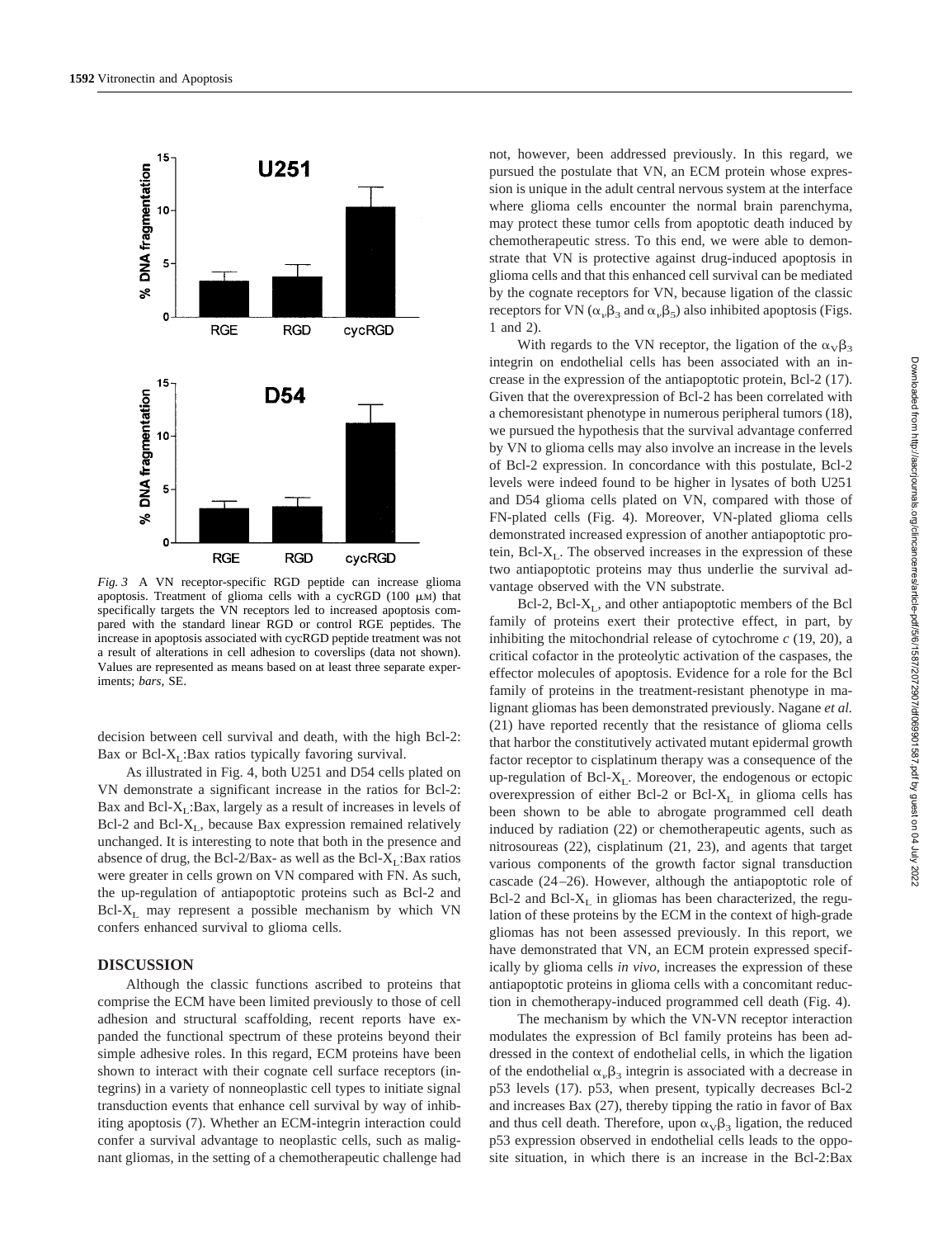U251

% DNA fragmentation

15

10

5

0

RGE RGD cycRGD

D54

% DNA fragmentation

15

10

5

0

RGE RGD cycRGD

*Fig. 3* A VN receptor-specific RGD peptide can increase glioma apoptosis. Treatment of glioma cells with a cycRGD (100 μM) that specifically targets the VN receptors led to increased apoptosis compared with the standard linear RGD or control RGE peptides. The increase in apoptosis associated with cycRGD peptide treatment was not a result of alterations in cell adhesion to coverslips (data not shown). Values are represented as means based on at least three separate experiments; *bars*, SE.

decision between cell survival and death, with the high Bcl-2:Bax or Bcl-$X_L$:Bax ratios typically favoring survival.

As illustrated in Fig. 4, both U251 and D54 cells plated on VN demonstrate a significant increase in the ratios for Bcl-2:Bax and Bcl-$X_L$:Bax, largely as a result of increases in levels of Bcl-2 and Bcl-$X_L$, because Bax expression remained relatively unchanged. It is interesting to note that both in the presence and absence of drug, the Bcl-2/Bax- as well as the Bcl-$X_L$:Bax ratios were greater in cells grown on VN compared with FN. As such, the up-regulation of antiapoptotic proteins such as Bcl-2 and Bcl-$X_L$ may represent a possible mechanism by which VN confers enhanced survival to glioma cells.

## DISCUSSION

Although the classic functions ascribed to proteins that comprise the ECM have been limited previously to those of cell adhesion and structural scaffolding, recent reports have expanded the functional spectrum of these proteins beyond their simple adhesive roles. In this regard, ECM proteins have been shown to interact with their cognate cell surface receptors (integrins) in a variety of nonneoplastic cell types to initiate signal transduction events that enhance cell survival by way of inhibiting apoptosis (7). Whether an ECM-integrin interaction could confer a survival advantage to neoplastic cells, such as malignant gliomas, in the setting of a chemotherapeutic challenge had not, however, been addressed previously. In this regard, we pursued the postulate that VN, an ECM protein whose expression is unique in the adult central nervous system at the interface where glioma cells encounter the normal brain parenchyma, may protect these tumor cells from apoptotic death induced by chemotherapeutic stress. To this end, we were able to demonstrate that VN is protective against drug-induced apoptosis in glioma cells and that this enhanced cell survival can be mediated by the cognate receptors for VN, because ligation of the classic receptors for VN ($\alpha_v\beta_3$ and $\alpha_v\beta_5$) also inhibited apoptosis (Figs. 1 and 2).

With regards to the VN receptor, the ligation of the $\alpha_V\beta_3$ integrin on endothelial cells has been associated with an increase in the expression of the antiapoptotic protein, Bcl-2 (17). Given that the overexpression of Bcl-2 has been correlated with a chemoresistant phenotype in numerous peripheral tumors (18), we pursued the hypothesis that the survival advantage conferred by VN to glioma cells may also involve an increase in the levels of Bcl-2 expression. In concordance with this postulate, Bcl-2 levels were indeed found to be higher in lysates of both U251 and D54 glioma cells plated on VN, compared with those of FN-plated cells (Fig. 4). Moreover, VN-plated glioma cells demonstrated increased expression of another antiapoptotic protein, Bcl-$X_L$. The observed increases in the expression of these two antiapoptotic proteins may thus underlie the survival advantage observed with the VN substrate.

Bcl-2, Bcl-$X_L$, and other antiapoptotic members of the Bcl family of proteins exert their protective effect, in part, by inhibiting the mitochondrial release of cytochrome *c* (19, 20), a critical cofactor in the proteolytic activation of the caspases, the effector molecules of apoptosis. Evidence for a role for the Bcl family of proteins in the treatment-resistant phenotype in malignant gliomas has been demonstrated previously. Nagane *et al.* (21) have reported recently that the resistance of glioma cells that harbor the constitutively activated mutant epidermal growth factor receptor to cisplatinum therapy was a consequence of the up-regulation of Bcl-$X_L$. Moreover, the endogenous or ectopic overexpression of either Bcl-2 or Bcl-$X_L$ in glioma cells has been shown to be able to abrogate programmed cell death induced by radiation (22) or chemotherapeutic agents, such as nitrosoureas (22), cisplatinum (21, 23), and agents that target various components of the growth factor signal transduction cascade (24–26). However, although the antiapoptotic role of Bcl-2 and Bcl-$X_L$ in gliomas has been characterized, the regulation of these proteins by the ECM in the context of high-grade gliomas has not been assessed previously. In this report, we have demonstrated that VN, an ECM protein expressed specifically by glioma cells *in vivo*, increases the expression of these antiapoptotic proteins in glioma cells with a concomitant reduction in chemotherapy-induced programmed cell death (Fig. 4).

The mechanism by which the VN-VN receptor interaction modulates the expression of Bcl family proteins has been addressed in the context of endothelial cells, in which the ligation of the endothelial $\alpha_v\beta_3$ integrin is associated with a decrease in p53 levels (17). p53, when present, typically decreases Bcl-2 and increases Bax (27), thereby tipping the ratio in favor of Bax and thus cell death. Therefore, upon $\alpha_V\beta_3$ ligation, the reduced p53 expression observed in endothelial cells leads to the opposite situation, in which there is an increase in the Bcl-2:Bax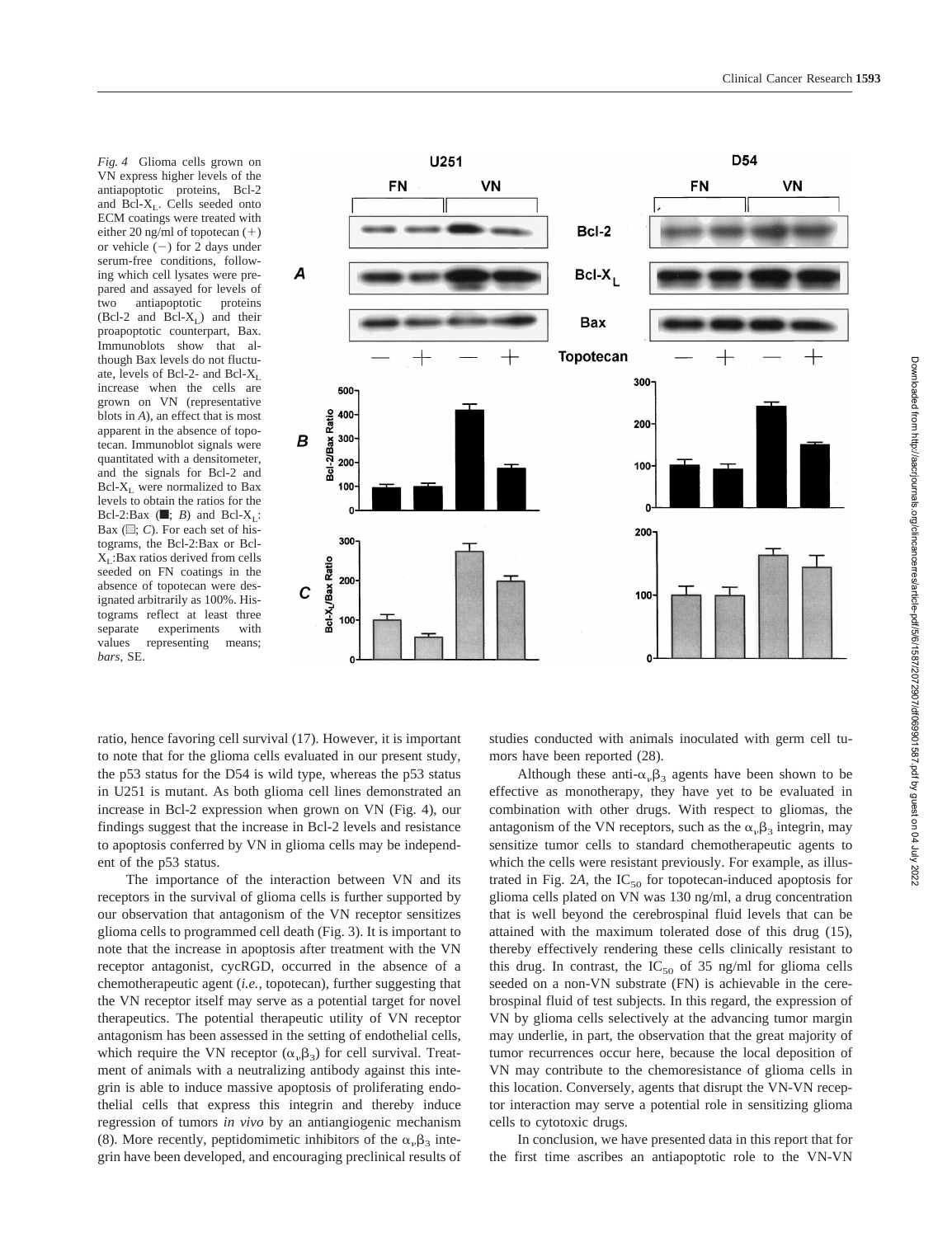U251

D54

FN VN

FN VN

A

Bcl-2

Bcl-$X_L$

Bax

— + — + Topotecan — + — +

B

Bcl-2/Bax Ratio

500 400 300 200 100 0

300 200 100 0

C

Bcl-$X_L$/Bax Ratio

300 200 100 0

200 100 0

*Fig. 4* Glioma cells grown on VN express higher levels of the antiapoptotic proteins, Bcl-2 and Bcl-$X_L$. Cells seeded onto ECM coatings were treated with either 20 ng/ml of topotecan (+) or vehicle (−) for 2 days under serum-free conditions, following which cell lysates were prepared and assayed for levels of two antiapoptotic proteins (Bcl-2 and Bcl-$X_L$) and their proapoptotic counterpart, Bax. Immunoblots show that although Bax levels do not fluctuate, levels of Bcl-2- and Bcl-$X_L$ increase when the cells are grown on VN (representative blots in *A*), an effect that is most apparent in the absence of topotecan. Immunoblot signals were quantitated with a densitometer, and the signals for Bcl-2 and Bcl-$X_L$ were normalized to Bax levels to obtain the ratios for the Bcl-2:Bax (■; *B*) and Bcl-$X_L$:Bax (▨; *C*). For each set of histograms, the Bcl-2:Bax or Bcl-$X_L$:Bax ratios derived from cells seeded on FN coatings in the absence of topotecan were designated arbitrarily as 100%. Histograms reflect at least three separate experiments with values representing means; *bars,* SE.

ratio, hence favoring cell survival (17). However, it is important to note that for the glioma cells evaluated in our present study, the p53 status for the D54 is wild type, whereas the p53 status in U251 is mutant. As both glioma cell lines demonstrated an increase in Bcl-2 expression when grown on VN (Fig. 4), our findings suggest that the increase in Bcl-2 levels and resistance to apoptosis conferred by VN in glioma cells may be independent of the p53 status.

The importance of the interaction between VN and its receptors in the survival of glioma cells is further supported by our observation that antagonism of the VN receptor sensitizes glioma cells to programmed cell death (Fig. 3). It is important to note that the increase in apoptosis after treatment with the VN receptor antagonist, cycRGD, occurred in the absence of a chemotherapeutic agent (*i.e.,* topotecan), further suggesting that the VN receptor itself may serve as a potential target for novel therapeutics. The potential therapeutic utility of VN receptor antagonism has been assessed in the setting of endothelial cells, which require the VN receptor ($\alpha_v\beta_3$) for cell survival. Treatment of animals with a neutralizing antibody against this integrin is able to induce massive apoptosis of proliferating endothelial cells that express this integrin and thereby induce regression of tumors *in vivo* by an antiangiogenic mechanism (8). More recently, peptidomimetic inhibitors of the $\alpha_v\beta_3$ integrin have been developed, and encouraging preclinical results of studies conducted with animals inoculated with germ cell tumors have been reported (28).

Although these anti-$\alpha_v\beta_3$ agents have been shown to be effective as monotherapy, they have yet to be evaluated in combination with other drugs. With respect to gliomas, the antagonism of the VN receptors, such as the $\alpha_v\beta_3$ integrin, may sensitize tumor cells to standard chemotherapeutic agents to which the cells were resistant previously. For example, as illustrated in Fig. 2*A*, the $IC_{50}$ for topotecan-induced apoptosis for glioma cells plated on VN was 130 ng/ml, a drug concentration that is well beyond the cerebrospinal fluid levels that can be attained with the maximum tolerated dose of this drug (15), thereby effectively rendering these cells clinically resistant to this drug. In contrast, the $IC_{50}$ of 35 ng/ml for glioma cells seeded on a non-VN substrate (FN) is achievable in the cerebrospinal fluid of test subjects. In this regard, the expression of VN by glioma cells selectively at the advancing tumor margin may underlie, in part, the observation that the great majority of tumor recurrences occur here, because the local deposition of VN may contribute to the chemoresistance of glioma cells in this location. Conversely, agents that disrupt the VN-VN receptor interaction may serve a potential role in sensitizing glioma cells to cytotoxic drugs.

In conclusion, we have presented data in this report that for the first time ascribes an antiapoptotic role to the VN-VN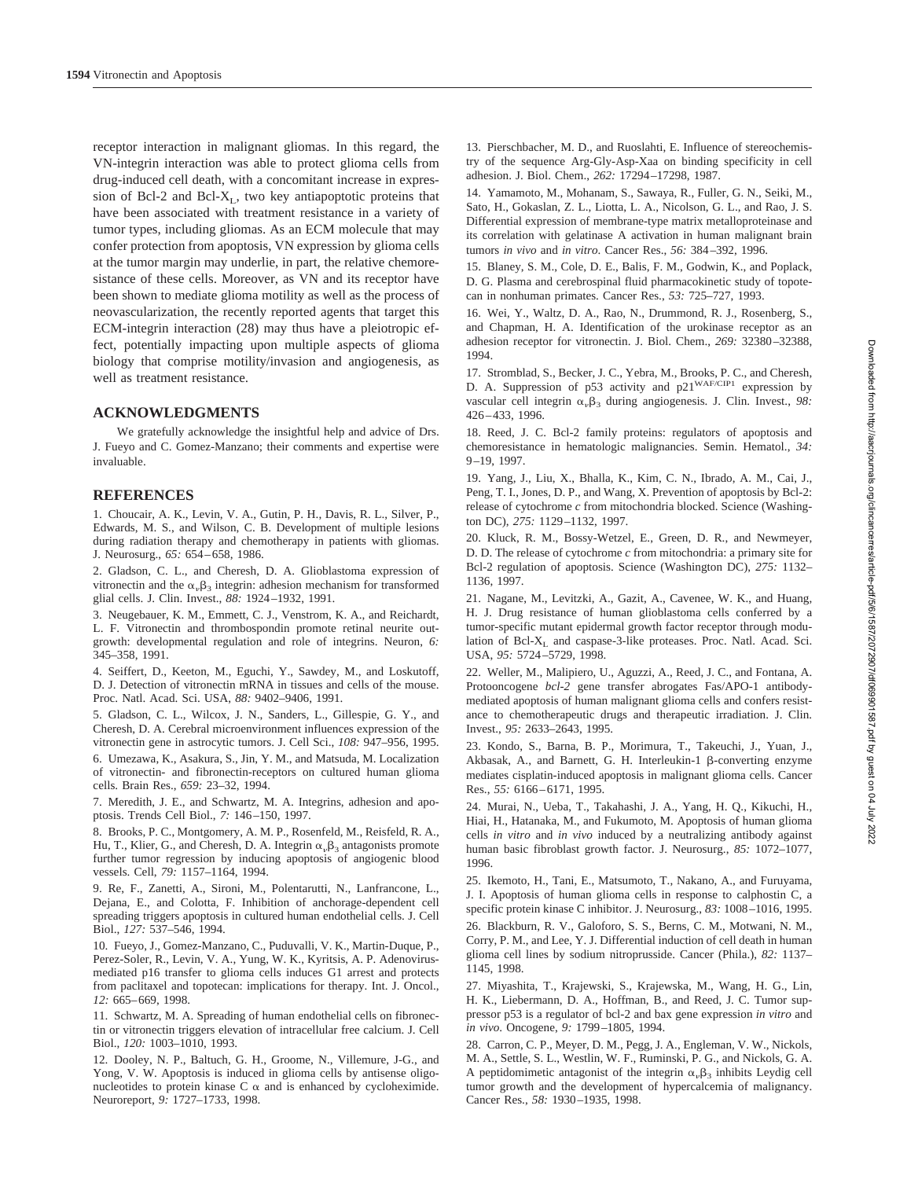receptor interaction in malignant gliomas. In this regard, the VN-integrin interaction was able to protect glioma cells from drug-induced cell death, with a concomitant increase in expression of Bcl-2 and Bcl-$X_L$, two key antiapoptotic proteins that have been associated with treatment resistance in a variety of tumor types, including gliomas. As an ECM molecule that may confer protection from apoptosis, VN expression by glioma cells at the tumor margin may underlie, in part, the relative chemoresistance of these cells. Moreover, as VN and its receptor have been shown to mediate glioma motility as well as the process of neovascularization, the recently reported agents that target this ECM-integrin interaction (28) may thus have a pleiotropic effect, potentially impacting upon multiple aspects of glioma biology that comprise motility/invasion and angiogenesis, as well as treatment resistance.

## ACKNOWLEDGMENTS

We gratefully acknowledge the insightful help and advice of Drs. J. Fueyo and C. Gomez-Manzano; their comments and expertise were invaluable.

## REFERENCES

1. Choucair, A. K., Levin, V. A., Gutin, P. H., Davis, R. L., Silver, P., Edwards, M. S., and Wilson, C. B. Development of multiple lesions during radiation therapy and chemotherapy in patients with gliomas. J. Neurosurg., *65:* 654–658, 1986.

2. Gladson, C. L., and Cheresh, D. A. Glioblastoma expression of vitronectin and the $\alpha_v\beta_3$ integrin: adhesion mechanism for transformed glial cells. J. Clin. Invest., *88:* 1924–1932, 1991.

3. Neugebauer, K. M., Emmett, C. J., Venstrom, K. A., and Reichardt, L. F. Vitronectin and thrombospondin promote retinal neurite outgrowth: developmental regulation and role of integrins. Neuron, *6:* 345–358, 1991.

4. Seiffert, D., Keeton, M., Eguchi, Y., Sawdey, M., and Loskutoff, D. J. Detection of vitronectin mRNA in tissues and cells of the mouse. Proc. Natl. Acad. Sci. USA, *88:* 9402–9406, 1991.

5. Gladson, C. L., Wilcox, J. N., Sanders, L., Gillespie, G. Y., and Cheresh, D. A. Cerebral microenvironment influences expression of the vitronectin gene in astrocytic tumors. J. Cell Sci., *108:* 947–956, 1995.

6. Umezawa, K., Asakura, S., Jin, Y. M., and Matsuda, M. Localization of vitronectin- and fibronectin-receptors on cultured human glioma cells. Brain Res., *659:* 23–32, 1994.

7. Meredith, J. E., and Schwartz, M. A. Integrins, adhesion and apoptosis. Trends Cell Biol., *7:* 146–150, 1997.

8. Brooks, P. C., Montgomery, A. M. P., Rosenfeld, M., Reisfeld, R. A., Hu, T., Klier, G., and Cheresh, D. A. Integrin $\alpha_v\beta_3$ antagonists promote further tumor regression by inducing apoptosis of angiogenic blood vessels. Cell, *79:* 1157–1164, 1994.

9. Re, F., Zanetti, A., Sironi, M., Polentarutti, N., Lanfrancone, L., Dejana, E., and Colotta, F. Inhibition of anchorage-dependent cell spreading triggers apoptosis in cultured human endothelial cells. J. Cell Biol., *127:* 537–546, 1994.

10. Fueyo, J., Gomez-Manzano, C., Puduvalli, V. K., Martin-Duque, P., Perez-Soler, R., Levin, V. A., Yung, W. K., Kyritsis, A. P. Adenovirus-mediated p16 transfer to glioma cells induces G1 arrest and protects from paclitaxel and topotecan: implications for therapy. Int. J. Oncol., *12:* 665–669, 1998.

11. Schwartz, M. A. Spreading of human endothelial cells on fibronectin or vitronectin triggers elevation of intracellular free calcium. J. Cell Biol., *120:* 1003–1010, 1993.

12. Dooley, N. P., Baltuch, G. H., Groome, N., Villemure, J-G., and Yong, V. W. Apoptosis is induced in glioma cells by antisense oligonucleotides to protein kinase C $\alpha$ and is enhanced by cycloheximide. Neuroreport, *9:* 1727–1733, 1998.

13. Pierschbacher, M. D., and Ruoslahti, E. Influence of stereochemistry of the sequence Arg-Gly-Asp-Xaa on binding specificity in cell adhesion. J. Biol. Chem., *262:* 17294–17298, 1987.

14. Yamamoto, M., Mohanam, S., Sawaya, R., Fuller, G. N., Seiki, M., Sato, H., Gokaslan, Z. L., Liotta, L. A., Nicolson, G. L., and Rao, J. S. Differential expression of membrane-type matrix metalloproteinase and its correlation with gelatinase A activation in human malignant brain tumors *in vivo* and *in vitro.* Cancer Res., *56:* 384–392, 1996.

15. Blaney, S. M., Cole, D. E., Balis, F. M., Godwin, K., and Poplack, D. G. Plasma and cerebrospinal fluid pharmacokinetic study of topotecan in nonhuman primates. Cancer Res., *53:* 725–727, 1993.

16. Wei, Y., Waltz, D. A., Rao, N., Drummond, R. J., Rosenberg, S., and Chapman, H. A. Identification of the urokinase receptor as an adhesion receptor for vitronectin. J. Biol. Chem., *269:* 32380–32388, 1994.

17. Stromblad, S., Becker, J. C., Yebra, M., Brooks, P. C., and Cheresh, D. A. Suppression of p53 activity and $p21^{WAF/CIP1}$ expression by vascular cell integrin $\alpha_v\beta_3$ during angiogenesis. J. Clin. Invest., *98:* 426–433, 1996.

18. Reed, J. C. Bcl-2 family proteins: regulators of apoptosis and chemoresistance in hematologic malignancies. Semin. Hematol., *34:* 9–19, 1997.

19. Yang, J., Liu, X., Bhalla, K., Kim, C. N., Ibrado, A. M., Cai, J., Peng, T. I., Jones, D. P., and Wang, X. Prevention of apoptosis by Bcl-2: release of cytochrome *c* from mitochondria blocked. Science (Washington DC), *275:* 1129–1132, 1997.

20. Kluck, R. M., Bossy-Wetzel, E., Green, D. R., and Newmeyer, D. D. The release of cytochrome *c* from mitochondria: a primary site for Bcl-2 regulation of apoptosis. Science (Washington DC), *275:* 1132–1136, 1997.

21. Nagane, M., Levitzki, A., Gazit, A., Cavenee, W. K., and Huang, H. J. Drug resistance of human glioblastoma cells conferred by a tumor-specific mutant epidermal growth factor receptor through modulation of Bcl-$X_L$ and caspase-3-like proteases. Proc. Natl. Acad. Sci. USA, *95:* 5724–5729, 1998.

22. Weller, M., Malipiero, U., Aguzzi, A., Reed, J. C., and Fontana, A. Protooncogene *bcl-2* gene transfer abrogates Fas/APO-1 antibody-mediated apoptosis of human malignant glioma cells and confers resistance to chemotherapeutic drugs and therapeutic irradiation. J. Clin. Invest., *95:* 2633–2643, 1995.

23. Kondo, S., Barna, B. P., Morimura, T., Takeuchi, J., Yuan, J., Akbasak, A., and Barnett, G. H. Interleukin-1 $\beta$-converting enzyme mediates cisplatin-induced apoptosis in malignant glioma cells. Cancer Res., *55:* 6166–6171, 1995.

24. Murai, N., Ueba, T., Takahashi, J. A., Yang, H. Q., Kikuchi, H., Hiai, H., Hatanaka, M., and Fukumoto, M. Apoptosis of human glioma cells *in vitro* and *in vivo* induced by a neutralizing antibody against human basic fibroblast growth factor. J. Neurosurg., *85:* 1072–1077, 1996.

25. Ikemoto, H., Tani, E., Matsumoto, T., Nakano, A., and Furuyama, J. I. Apoptosis of human glioma cells in response to calphostin C, a specific protein kinase C inhibitor. J. Neurosurg., *83:* 1008–1016, 1995.

26. Blackburn, R. V., Galoforo, S. S., Berns, C. M., Motwani, N. M., Corry, P. M., and Lee, Y. J. Differential induction of cell death in human glioma cell lines by sodium nitroprusside. Cancer (Phila.), *82:* 1137–1145, 1998.

27. Miyashita, T., Krajewski, S., Krajewska, M., Wang, H. G., Lin, H. K., Liebermann, D. A., Hoffman, B., and Reed, J. C. Tumor suppressor p53 is a regulator of bcl-2 and bax gene expression *in vitro* and *in vivo.* Oncogene, *9:* 1799–1805, 1994.

28. Carron, C. P., Meyer, D. M., Pegg, J. A., Engleman, V. W., Nickols, M. A., Settle, S. L., Westlin, W. F., Ruminski, P. G., and Nickols, G. A. A peptidomimetic antagonist of the integrin $\alpha_v\beta_3$ inhibits Leydig cell tumor growth and the development of hypercalcemia of malignancy. Cancer Res., *58:* 1930–1935, 1998.